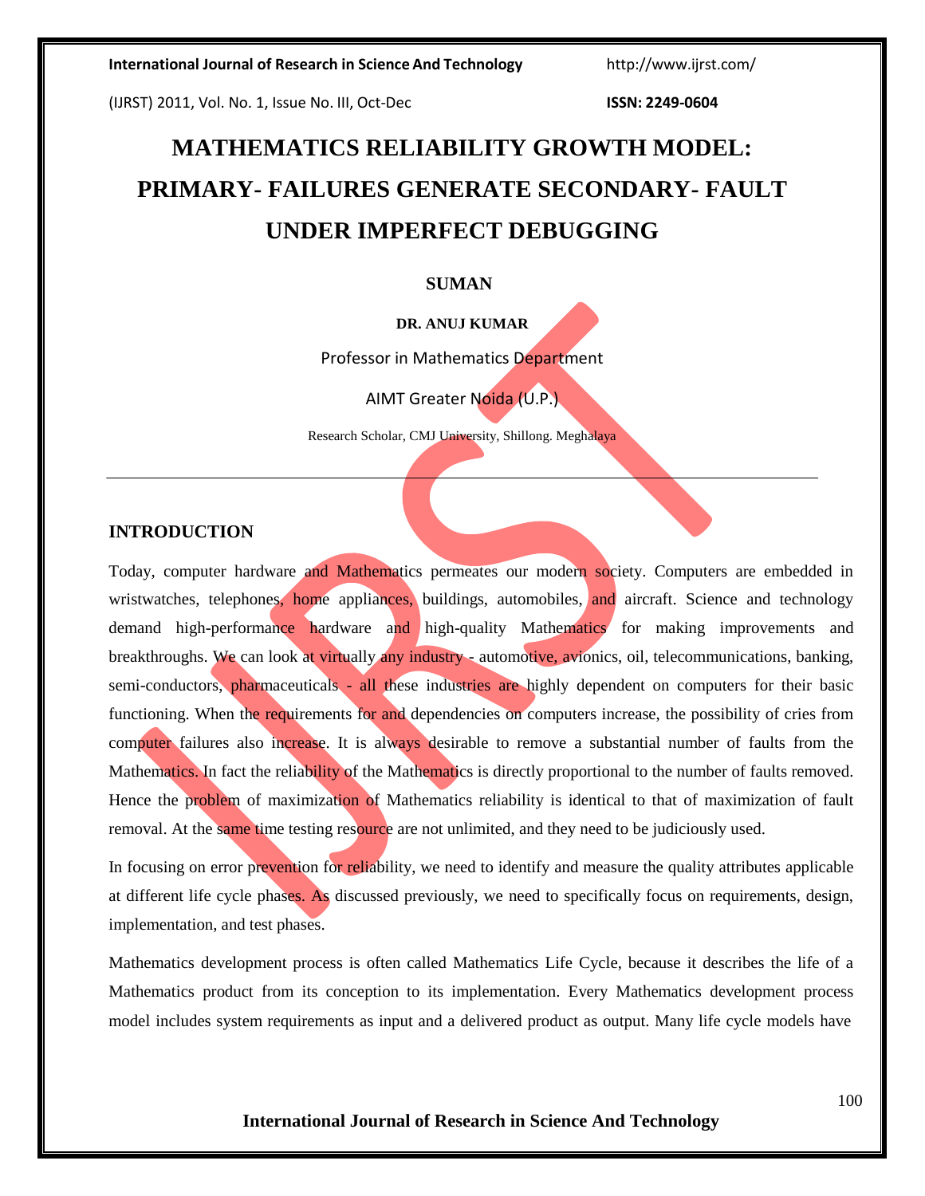# MATHEMATICS RELIABILITY GROWTH MODEL: PRIMARY- FAILURES GENERATE SECONDARY- FAULT UNDER IMPERFECT DEBUGGING

**SUMAN**

**DR. ANUJ KUMAR**

Professor in Mathematics Department

AIMT Greater Noida (U.P.)

Research Scholar, CMJ University, Shillong. Meghalaya

---

## INTRODUCTION

Today, computer hardware and Mathematics permeates our modern society. Computers are embedded in wristwatches, telephones, home appliances, buildings, automobiles, and aircraft. Science and technology demand high-performance hardware and high-quality Mathematics for making improvements and breakthroughs. We can look at virtually any industry - automotive, avionics, oil, telecommunications, banking, semi-conductors, pharmaceuticals - all these industries are highly dependent on computers for their basic functioning. When the requirements for and dependencies on computers increase, the possibility of cries from computer failures also increase. It is always desirable to remove a substantial number of faults from the Mathematics. In fact the reliability of the Mathematics is directly proportional to the number of faults removed. Hence the problem of maximization of Mathematics reliability is identical to that of maximization of fault removal. At the same time testing resource are not unlimited, and they need to be judiciously used.

In focusing on error prevention for reliability, we need to identify and measure the quality attributes applicable at different life cycle phases. As discussed previously, we need to specifically focus on requirements, design, implementation, and test phases.

Mathematics development process is often called Mathematics Life Cycle, because it describes the life of a Mathematics product from its conception to its implementation. Every Mathematics development process model includes system requirements as input and a delivered product as output. Many life cycle models have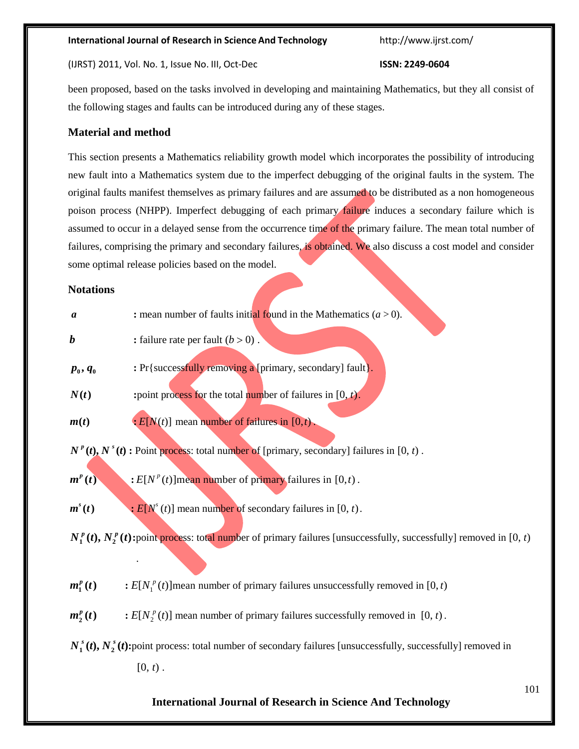been proposed, based on the tasks involved in developing and maintaining Mathematics, but they all consist of the following stages and faults can be introduced during any of these stages.

## Material and method

This section presents a Mathematics reliability growth model which incorporates the possibility of introducing new fault into a Mathematics system due to the imperfect debugging of the original faults in the system. The original faults manifest themselves as primary failures and are assumed to be distributed as a non homogeneous poison process (NHPP). Imperfect debugging of each primary failure induces a secondary failure which is assumed to occur in a delayed sense from the occurrence time of the primary failure. The mean total number of failures, comprising the primary and secondary failures, is obtained. We also discuss a cost model and consider some optimal release policies based on the model.

## Notations

$\boldsymbol{a}$ **:** mean number of faults initial found in the Mathematics ($a > 0$).

$\boldsymbol{b}$ **:** failure rate per fault ($b > 0$) .

$\boldsymbol{p_0}, \boldsymbol{q_0}$ **:** Pr{successfully removing a [primary, secondary] fault}.

$\boldsymbol{N(t)}$ **:** point process for the total number of failures in $[0, t)$.

$\boldsymbol{m(t)}$ **:** $E[N(t)]$ mean number of failures in $[0,t)$ .

$\boldsymbol{N^p(t)}, \boldsymbol{N^s(t)}$ **:** Point process: total number of [primary, secondary] failures in $[0, t)$ .

$\boldsymbol{m^p(t)}$ **:** $E[N^p(t)]$mean number of primary failures in $[0,t)$ .

$\boldsymbol{m^s(t)}$ **:** $E[N^s(t)]$ mean number of secondary failures in $[0, t)$.

$\boldsymbol{N_1^p(t)}, \boldsymbol{N_2^p(t)}$ **:** point process: total number of primary failures [unsuccessfully, successfully] removed in $[0, t)$ .

$\boldsymbol{m_1^p(t)}$ **:** $E[N_1^p(t)]$mean number of primary failures unsuccessfully removed in $[0,t)$

$\boldsymbol{m_2^p(t)}$ **:** $E[N_2^p(t)]$ mean number of primary failures successfully removed in $[0, t)$.

$\boldsymbol{N_1^s(t)}, \boldsymbol{N_2^s(t)}$ **:** point process: total number of secondary failures [unsuccessfully, successfully] removed in $[0, t)$ .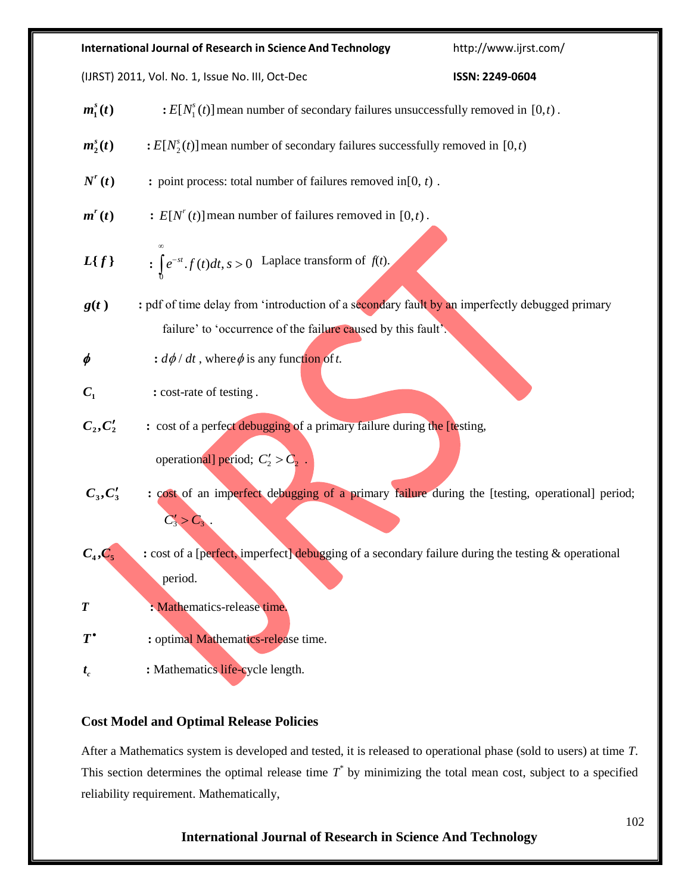$m_1^s(t)$ : $E[N_1^s(t)]$ mean number of secondary failures unsuccessfully removed in $[0,t)$.

$m_2^s(t)$ : $E[N_2^s(t)]$ mean number of secondary failures successfully removed in $[0,t)$

$N^r(t)$ : point process: total number of failures removed in$[0, t)$.

$m^r(t)$ : $E[N^r(t)]$ mean number of failures removed in $[0,t)$.

$L\{f\}$ : $\int_0^\infty e^{-st}.f(t)dt, s>0$ Laplace transform of $f(t)$.

$g(t)$ : pdf of time delay from 'introduction of a secondary fault by an imperfectly debugged primary failure' to 'occurrence of the failure caused by this fault'.

$\phi$ : $d\phi/dt$, where $\phi$ is any function of $t$.

$C_1$ : cost-rate of testing .

$C_2, C_2'$ : cost of a perfect debugging of a primary failure during the [testing, operational] period; $C_2' > C_2$ .

$C_3, C_3'$ : cost of an imperfect debugging of a primary failure during the [testing, operational] period; $C_3' > C_3$ .

$C_4, C_5$ : cost of a [perfect, imperfect] debugging of a secondary failure during the testing & operational period.

$T$ : Mathematics-release time.

$T^\bullet$ : optimal Mathematics-release time.

$t_c$ : Mathematics life-cycle length.

## Cost Model and Optimal Release Policies

After a Mathematics system is developed and tested, it is released to operational phase (sold to users) at time $T$. This section determines the optimal release time $T^*$ by minimizing the total mean cost, subject to a specified reliability requirement. Mathematically,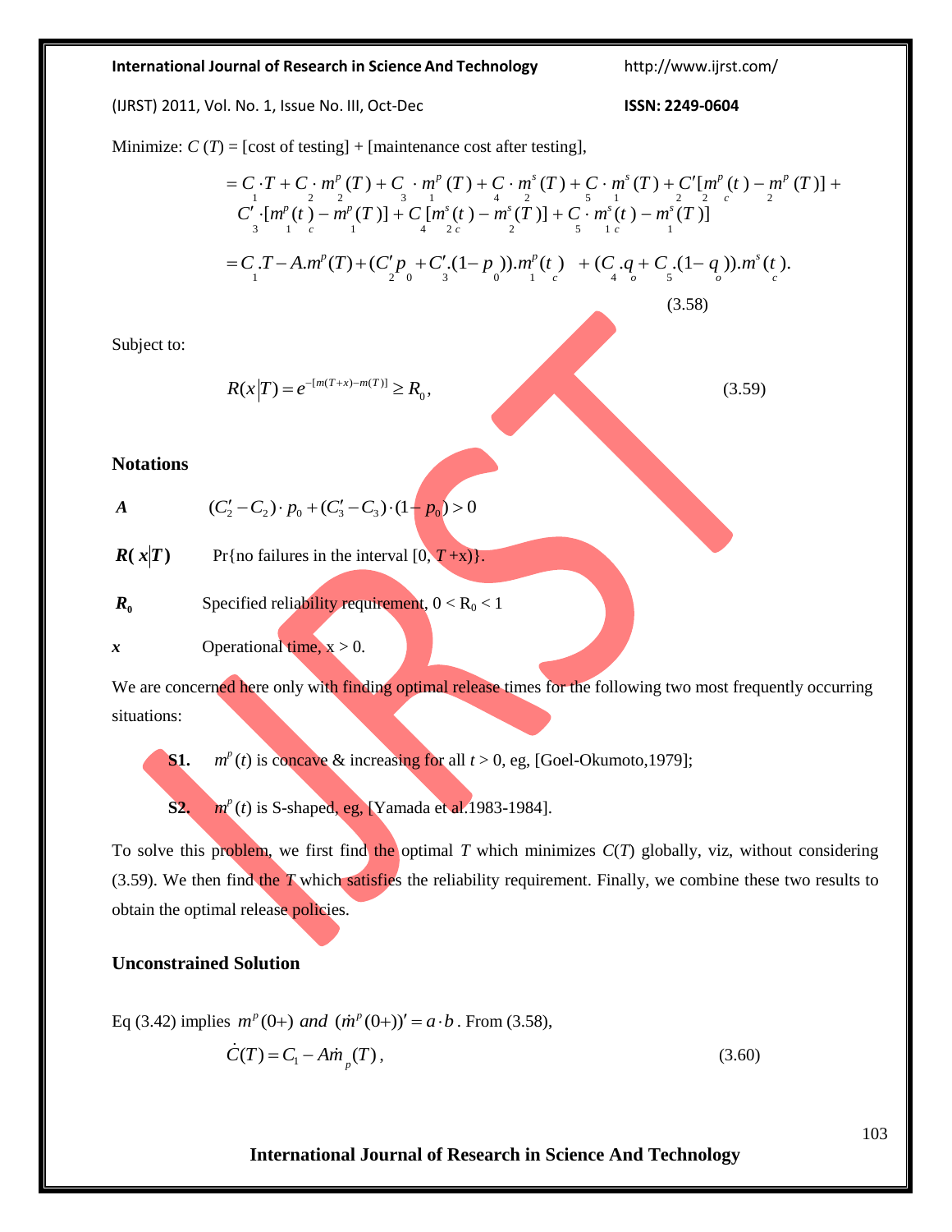Minimize: $C(T)$ = [cost of testing] + [maintenance cost after testing],

$$= C_1 \cdot T + C_2 \cdot m_2^p(T) + C_3 \cdot m_1^p(T) + C_4 \cdot m_2^s(T) + C_5 \cdot m_1^s(T) + C_2'[m_2^p(t_c) - m_2^p(T)] + C_3' \cdot [m_1^p(t_c) - m_1^p(T)] + C_4[m_{2c}^s(t) - m_2^s(T)] + C_5 \cdot m_{1c}^s(t) - m_1^s(T)]$$

$$= C_1 . T - A . m^p(T) + (C_2' p_0 + C_3' . (1 - p_0)) . m_1^p(t_c) \quad + (C_4 . q_o + C_5 . (1 - q_o)) . m^s(t_c).$$

(3.58)

Subject to:

$$R(x|T) = e^{-[m(T+x) - m(T)]} \geq R_0, \tag{3.59}$$

### Notations

| | |
|---|---|
| ***A*** | $(C_2' - C_2) \cdot p_0 + (C_3' - C_3) \cdot (1 - p_0) > 0$ |
| $\boldsymbol{R(x\|T)}$ | Pr{no failures in the interval [0, $T$+x)}. |
| $\boldsymbol{R_0}$ | Specified reliability requirement, $0 < R_0 < 1$ |
| ***x*** | Operational time, $x > 0$. |

We are concerned here only with finding optimal release times for the following two most frequently occurring situations:

**S1.** $m^p(t)$ is concave & increasing for all $t > 0$, eg, [Goel-Okumoto,1979];

**S2.** $m^p(t)$ is S-shaped, eg, [Yamada et al.1983-1984].

To solve this problem, we first find the optimal $T$ which minimizes $C(T)$ globally, viz, without considering (3.59). We then find the $T$ which satisfies the reliability requirement. Finally, we combine these two results to obtain the optimal release policies.

### Unconstrained Solution

Eq (3.42) implies $m^p(0+)$ *and* $(\dot{m}^p(0+))' = a \cdot b$. From (3.58),

$$\dot{C}(T) = C_1 - A\dot{m}_p(T), \tag{3.60}$$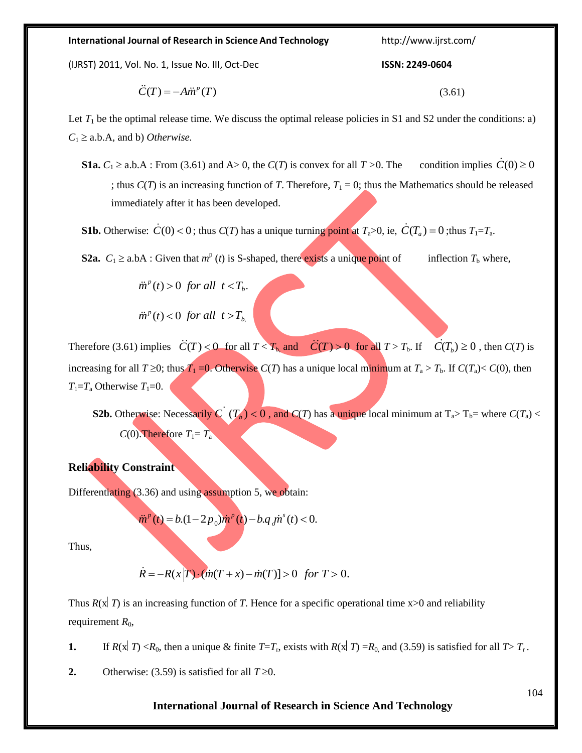$$\ddot{C}(T) = -A\ddot{m}^p(T) \tag{3.61}$$

Let $T_1$ be the optimal release time. We discuss the optimal release policies in S1 and S2 under the conditions: a) $C_1 \geq$ a.b.A, and b) *Otherwise.*

**S1a.** $C_1 \geq$ a.b.A : From (3.61) and A> 0, the $C(T)$ is convex for all $T > 0$. The condition implies $\dot{C}(0) \geq 0$ ; thus $C(T)$ is an increasing function of $T$. Therefore, $T_1 = 0$; thus the Mathematics should be released immediately after it has been developed.

**S1b.** Otherwise: $\dot{C}(0) < 0$ ; thus $C(T)$ has a unique turning point at $T_a > 0$, ie, $\dot{C}(T_a) = 0$ ;thus $T_1 = T_a$.

**S2a.** $C_1 \geq$ a.bA : Given that $m^p(t)$ is S-shaped, there exists a unique point of inflection $T_b$ where,

$$\ddot{m}^p(t) > 0 \;\; for\ all \;\; t < T_b.$$

$$\ddot{m}^p(t) < 0 \;\; for\ all \;\; t > T_b,$$

Therefore (3.61) implies $\ddot{C}(T) < 0$ for all $T < T_b$, and $\ddot{C}(T) > 0$ for all $T > T_b$. If $\dot{C}(T_b) \geq 0$ , then $C(T)$ is increasing for all $T \geq 0$; thus $T_1 = 0$. Otherwise $C(T)$ has a unique local minimum at $T_a > T_b$. If $C(T_a) < C(0)$, then $T_1 = T_a$ Otherwise $T_1 = 0$.

**S2b.** Otherwise: Necessarily $\dot{C}(T_b) < 0$ , and $C(T)$ has a unique local minimum at $T_a > T_b$= where $C(T_a) < C(0)$.Therefore $T_1 = T_a$

**Reliability Constraint**

Differentiating (3.36) and using assumption 5, we obtain:

$$\ddot{m}^p(t) = b.(1 - 2p_0)\dot{m}^p(t) - b.q_d\dot{m}^s(t) < 0.$$

Thus,

$$\dot{R} = -R(x|T)\cdot(\dot{m}(T + x) - \dot{m}(T)] > 0 \;\; for \; T > 0.$$

Thus $R(x|T)$ is an increasing function of $T$. Hence for a specific operational time x>0 and reliability requirement $R_0$,

1. If $R(x|T) < R_0$, then a unique & finite $T = T_r$, exists with $R(x|T) = R_0$, and (3.59) is satisfied for all $T > T_r$.
2. Otherwise: (3.59) is satisfied for all $T \geq 0$.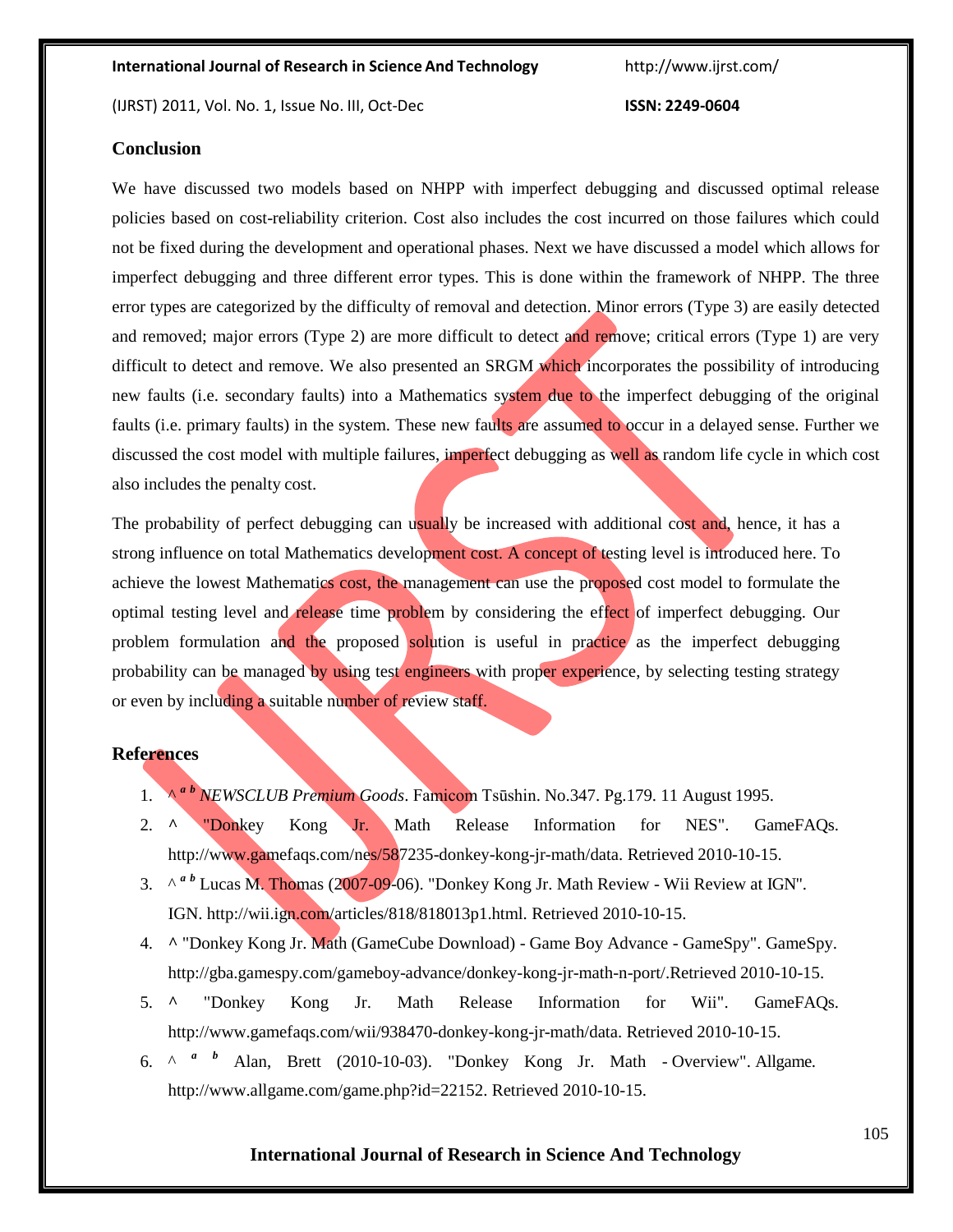## Conclusion

We have discussed two models based on NHPP with imperfect debugging and discussed optimal release policies based on cost-reliability criterion. Cost also includes the cost incurred on those failures which could not be fixed during the development and operational phases. Next we have discussed a model which allows for imperfect debugging and three different error types. This is done within the framework of NHPP. The three error types are categorized by the difficulty of removal and detection. Minor errors (Type 3) are easily detected and removed; major errors (Type 2) are more difficult to detect and remove; critical errors (Type 1) are very difficult to detect and remove. We also presented an SRGM which incorporates the possibility of introducing new faults (i.e. secondary faults) into a Mathematics system due to the imperfect debugging of the original faults (i.e. primary faults) in the system. These new faults are assumed to occur in a delayed sense. Further we discussed the cost model with multiple failures, imperfect debugging as well as random life cycle in which cost also includes the penalty cost.

The probability of perfect debugging can usually be increased with additional cost and, hence, it has a strong influence on total Mathematics development cost. A concept of testing level is introduced here. To achieve the lowest Mathematics cost, the management can use the proposed cost model to formulate the optimal testing level and release time problem by considering the effect of imperfect debugging. Our problem formulation and the proposed solution is useful in practice as the imperfect debugging probability can be managed by using test engineers with proper experience, by selecting testing strategy or even by including a suitable number of review staff.

## References

1. ^ *a b* *NEWSCLUB Premium Goods*. Famicom Tsūshin. No.347. Pg.179. 11 August 1995.
2. ^ "Donkey Kong Jr. Math Release Information for NES". GameFAQs. http://www.gamefaqs.com/nes/587235-donkey-kong-jr-math/data. Retrieved 2010-10-15.
3. ^ *a b* Lucas M. Thomas (2007-09-06). "Donkey Kong Jr. Math Review - Wii Review at IGN". IGN. http://wii.ign.com/articles/818/818013p1.html. Retrieved 2010-10-15.
4. ^ "Donkey Kong Jr. Math (GameCube Download) - Game Boy Advance - GameSpy". GameSpy. http://gba.gamespy.com/gameboy-advance/donkey-kong-jr-math-n-port/.Retrieved 2010-10-15.
5. ^ "Donkey Kong Jr. Math Release Information for Wii". GameFAQs. http://www.gamefaqs.com/wii/938470-donkey-kong-jr-math/data. Retrieved 2010-10-15.
6. ^ *a b* Alan, Brett (2010-10-03). "Donkey Kong Jr. Math - Overview". Allgame. http://www.allgame.com/game.php?id=22152. Retrieved 2010-10-15.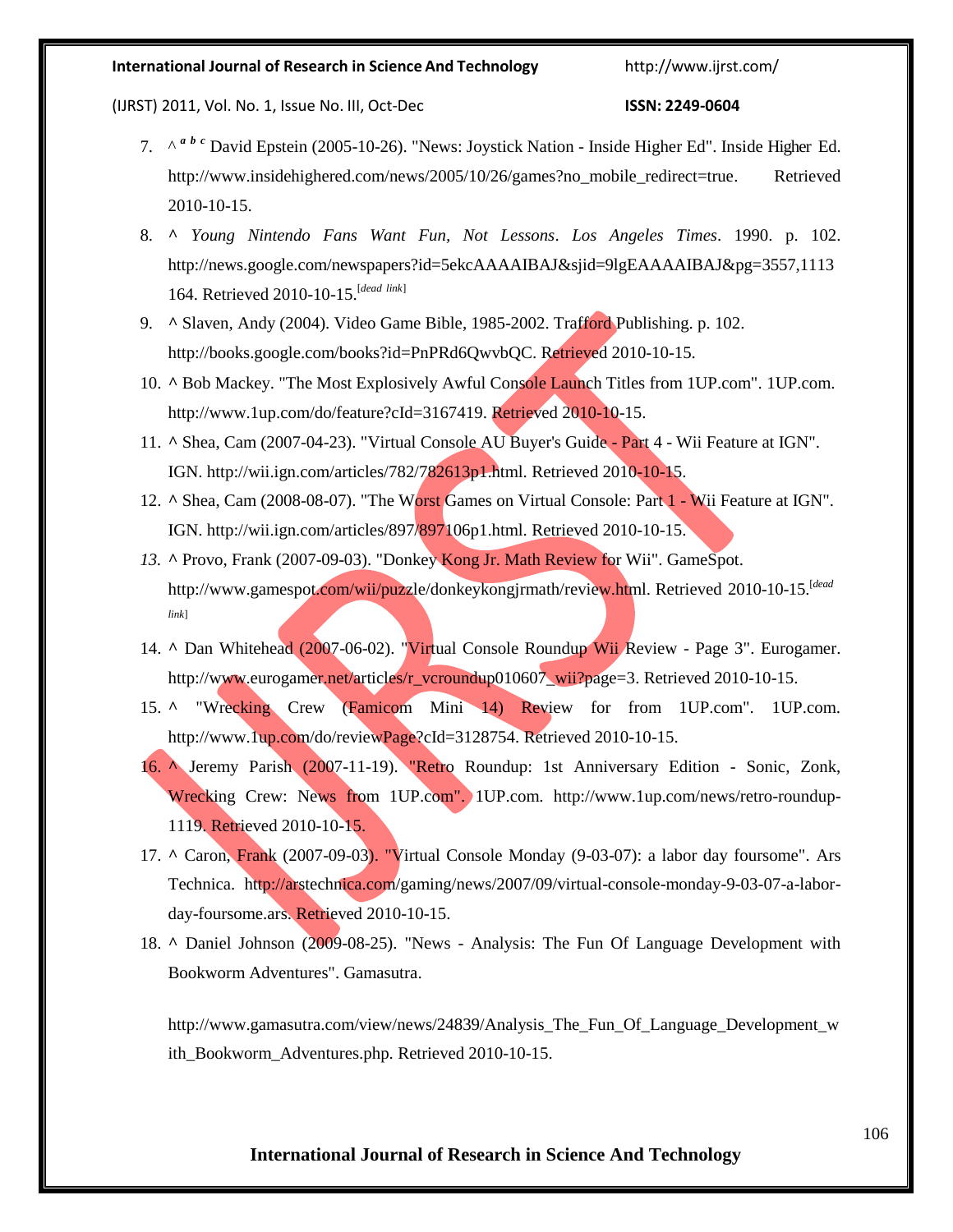7. ^ *a b c* David Epstein (2005-10-26). "News: Joystick Nation - Inside Higher Ed". Inside Higher Ed. http://www.insidehighered.com/news/2005/10/26/games?no_mobile_redirect=true. Retrieved 2010-10-15.
8. ^ *Young Nintendo Fans Want Fun, Not Lessons*. *Los Angeles Times*. 1990. p. 102. http://news.google.com/newspapers?id=5ekcAAAAIBAJ&sjid=9lgEAAAAIBAJ&pg=3557,1113164. Retrieved 2010-10-15.[*dead link*]
9. ^ Slaven, Andy (2004). Video Game Bible, 1985-2002. Trafford Publishing. p. 102. http://books.google.com/books?id=PnPRd6QwvbQC. Retrieved 2010-10-15.
10. ^ Bob Mackey. "The Most Explosively Awful Console Launch Titles from 1UP.com". 1UP.com. http://www.1up.com/do/feature?cId=3167419. Retrieved 2010-10-15.
11. ^ Shea, Cam (2007-04-23). "Virtual Console AU Buyer's Guide - Part 4 - Wii Feature at IGN". IGN. http://wii.ign.com/articles/782/782613p1.html. Retrieved 2010-10-15.
12. ^ Shea, Cam (2008-08-07). "The Worst Games on Virtual Console: Part 1 - Wii Feature at IGN". IGN. http://wii.ign.com/articles/897/897106p1.html. Retrieved 2010-10-15.
13. ^ Provo, Frank (2007-09-03). "Donkey Kong Jr. Math Review for Wii". GameSpot. http://www.gamespot.com/wii/puzzle/donkeykongjrmath/review.html. Retrieved 2010-10-15.[*dead link*]
14. ^ Dan Whitehead (2007-06-02). "Virtual Console Roundup Wii Review - Page 3". Eurogamer. http://www.eurogamer.net/articles/r_vcroundup010607_wii?page=3. Retrieved 2010-10-15.
15. ^ "Wrecking Crew (Famicom Mini 14) Review for from 1UP.com". 1UP.com. http://www.1up.com/do/reviewPage?cId=3128754. Retrieved 2010-10-15.
16. ^ Jeremy Parish (2007-11-19). "Retro Roundup: 1st Anniversary Edition - Sonic, Zonk, Wrecking Crew: News from 1UP.com". 1UP.com. http://www.1up.com/news/retro-roundup-1119. Retrieved 2010-10-15.
17. ^ Caron, Frank (2007-09-03). "Virtual Console Monday (9-03-07): a labor day foursome". Ars Technica. http://arstechnica.com/gaming/news/2007/09/virtual-console-monday-9-03-07-a-labor-day-foursome.ars. Retrieved 2010-10-15.
18. ^ Daniel Johnson (2009-08-25). "News - Analysis: The Fun Of Language Development with Bookworm Adventures". Gamasutra.

    http://www.gamasutra.com/view/news/24839/Analysis_The_Fun_Of_Language_Development_with_Bookworm_Adventures.php. Retrieved 2010-10-15.